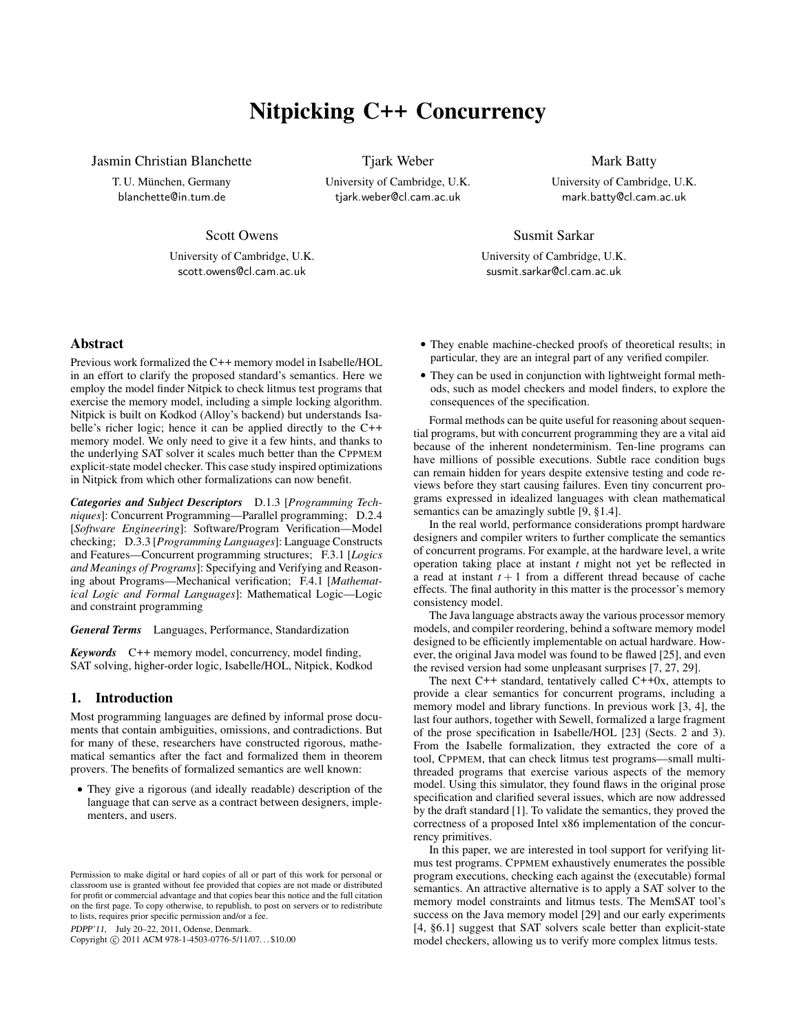# Nitpicking C++ Concurrency

Jasmin Christian Blanchette
T. U. München, Germany
blanchette@in.tum.de

Tjark Weber
University of Cambridge, U.K.
tjark.weber@cl.cam.ac.uk

Mark Batty
University of Cambridge, U.K.
mark.batty@cl.cam.ac.uk

Scott Owens
University of Cambridge, U.K.
scott.owens@cl.cam.ac.uk

Susmit Sarkar
University of Cambridge, U.K.
susmit.sarkar@cl.cam.ac.uk

## Abstract

Previous work formalized the C++ memory model in Isabelle/HOL in an effort to clarify the proposed standard's semantics. Here we employ the model finder Nitpick to check litmus test programs that exercise the memory model, including a simple locking algorithm. Nitpick is built on Kodkod (Alloy's backend) but understands Isabelle's richer logic; hence it can be applied directly to the C++ memory model. We only need to give it a few hints, and thanks to the underlying SAT solver it scales much better than the CPPMEM explicit-state model checker. This case study inspired optimizations in Nitpick from which other formalizations can now benefit.

***Categories and Subject Descriptors*** D.1.3 [*Programming Techniques*]: Concurrent Programming—Parallel programming; D.2.4 [*Software Engineering*]: Software/Program Verification—Model checking; D.3.3 [*Programming Languages*]: Language Constructs and Features—Concurrent programming structures; F.3.1 [*Logics and Meanings of Programs*]: Specifying and Verifying and Reasoning about Programs—Mechanical verification; F.4.1 [*Mathematical Logic and Formal Languages*]: Mathematical Logic—Logic and constraint programming

***General Terms*** Languages, Performance, Standardization

***Keywords*** C++ memory model, concurrency, model finding, SAT solving, higher-order logic, Isabelle/HOL, Nitpick, Kodkod

## 1. Introduction

Most programming languages are defined by informal prose documents that contain ambiguities, omissions, and contradictions. But for many of these, researchers have constructed rigorous, mathematical semantics after the fact and formalized them in theorem provers. The benefits of formalized semantics are well known:

- They give a rigorous (and ideally readable) description of the language that can serve as a contract between designers, implementers, and users.
- They enable machine-checked proofs of theoretical results; in particular, they are an integral part of any verified compiler.
- They can be used in conjunction with lightweight formal methods, such as model checkers and model finders, to explore the consequences of the specification.

Formal methods can be quite useful for reasoning about sequential programs, but with concurrent programming they are a vital aid because of the inherent nondeterminism. Ten-line programs can have millions of possible executions. Subtle race condition bugs can remain hidden for years despite extensive testing and code reviews before they start causing failures. Even tiny concurrent programs expressed in idealized languages with clean mathematical semantics can be amazingly subtle [9, §1.4].

In the real world, performance considerations prompt hardware designers and compiler writers to further complicate the semantics of concurrent programs. For example, at the hardware level, a write operation taking place at instant $t$ might not yet be reflected in a read at instant $t+1$ from a different thread because of cache effects. The final authority in this matter is the processor's memory consistency model.

The Java language abstracts away the various processor memory models, and compiler reordering, behind a software memory model designed to be efficiently implementable on actual hardware. However, the original Java model was found to be flawed [25], and even the revised version had some unpleasant surprises [7, 27, 29].

The next C++ standard, tentatively called C++0x, attempts to provide a clear semantics for concurrent programs, including a memory model and library functions. In previous work [3, 4], the last four authors, together with Sewell, formalized a large fragment of the prose specification in Isabelle/HOL [23] (Sects. 2 and 3). From the Isabelle formalization, they extracted the core of a tool, CPPMEM, that can check litmus test programs—small multithreaded programs that exercise various aspects of the memory model. Using this simulator, they found flaws in the original prose specification and clarified several issues, which are now addressed by the draft standard [1]. To validate the semantics, they proved the correctness of a proposed Intel x86 implementation of the concurrency primitives.

In this paper, we are interested in tool support for verifying litmus test programs. CPPMEM exhaustively enumerates the possible program executions, checking each against the (executable) formal semantics. An attractive alternative is to apply a SAT solver to the memory model constraints and litmus tests. The MemSAT tool's success on the Java memory model [29] and our early experiments [4, §6.1] suggest that SAT solvers scale better than explicit-state model checkers, allowing us to verify more complex litmus tests.

Permission to make digital or hard copies of all or part of this work for personal or classroom use is granted without fee provided that copies are not made or distributed for profit or commercial advantage and that copies bear this notice and the full citation on the first page. To copy otherwise, to republish, to post on servers or to redistribute to lists, requires prior specific permission and/or a fee.

*PDPP'11*, July 20–22, 2011, Odense, Denmark.
Copyright © 2011 ACM 978-1-4503-0776-5/11/07…$10.00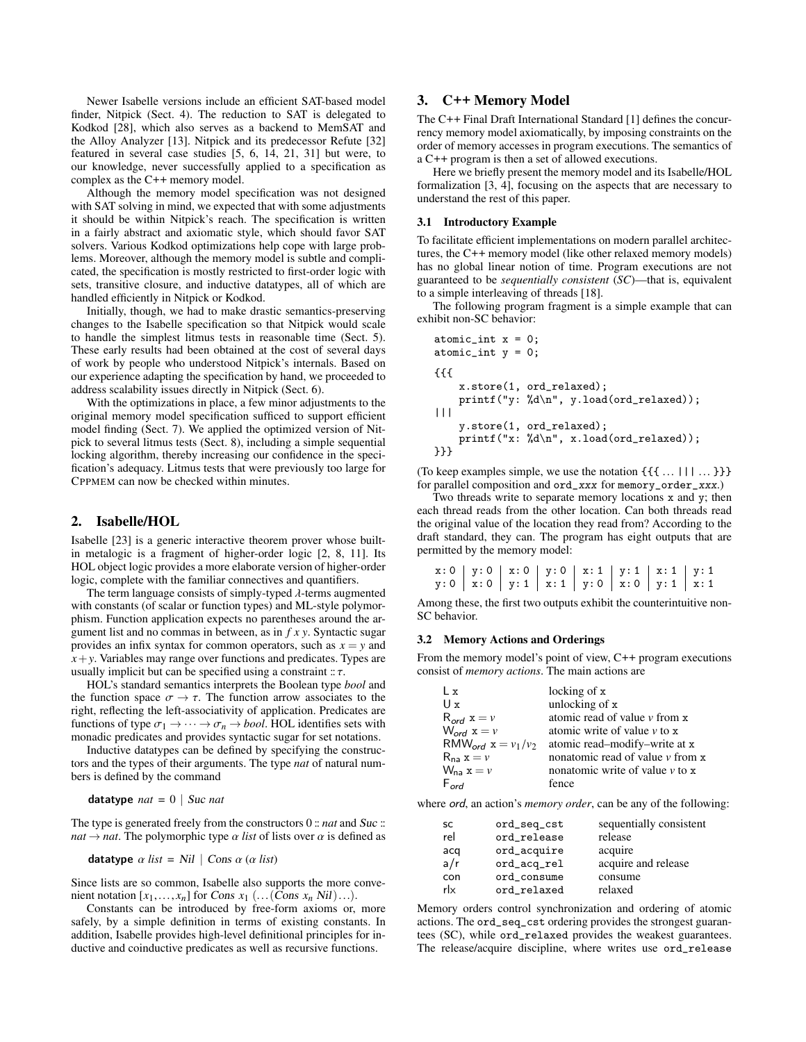Newer Isabelle versions include an efficient SAT-based model finder, Nitpick (Sect. 4). The reduction to SAT is delegated to Kodkod [28], which also serves as a backend to MemSAT and the Alloy Analyzer [13]. Nitpick and its predecessor Refute [32] featured in several case studies [5, 6, 14, 21, 31] but were, to our knowledge, never successfully applied to a specification as complex as the C++ memory model.

Although the memory model specification was not designed with SAT solving in mind, we expected that with some adjustments it should be within Nitpick's reach. The specification is written in a fairly abstract and axiomatic style, which should favor SAT solvers. Various Kodkod optimizations help cope with large problems. Moreover, although the memory model is subtle and complicated, the specification is mostly restricted to first-order logic with sets, transitive closure, and inductive datatypes, all of which are handled efficiently in Nitpick or Kodkod.

Initially, though, we had to make drastic semantics-preserving changes to the Isabelle specification so that Nitpick would scale to handle the simplest litmus tests in reasonable time (Sect. 5). These early results had been obtained at the cost of several days of work by people who understood Nitpick's internals. Based on our experience adapting the specification by hand, we proceeded to address scalability issues directly in Nitpick (Sect. 6).

With the optimizations in place, a few minor adjustments to the original memory model specification sufficed to support efficient model finding (Sect. 7). We applied the optimized version of Nitpick to several litmus tests (Sect. 8), including a simple sequential locking algorithm, thereby increasing our confidence in the specification's adequacy. Litmus tests that were previously too large for CPPMEM can now be checked within minutes.

## 2. Isabelle/HOL

Isabelle [23] is a generic interactive theorem prover whose built-in metalogic is a fragment of higher-order logic [2, 8, 11]. Its HOL object logic provides a more elaborate version of higher-order logic, complete with the familiar connectives and quantifiers.

The term language consists of simply-typed $\lambda$-terms augmented with constants (of scalar or function types) and ML-style polymorphism. Function application expects no parentheses around the argument list and no commas in between, as in $f\ x\ y$. Syntactic sugar provides an infix syntax for common operators, such as $x = y$ and $x + y$. Variables may range over functions and predicates. Types are usually implicit but can be specified using a constraint $:: \tau$.

HOL's standard semantics interprets the Boolean type *bool* and the function space $\sigma \rightarrow \tau$. The function arrow associates to the right, reflecting the left-associativity of application. Predicates are functions of type $\sigma_1 \rightarrow \cdots \rightarrow \sigma_n \rightarrow bool$. HOL identifies sets with monadic predicates and provides syntactic sugar for set notations.

Inductive datatypes can be defined by specifying the constructors and the types of their arguments. The type *nat* of natural numbers is defined by the command

**datatype** $nat = 0 \mid Suc\ nat$

The type is generated freely from the constructors $0 :: nat$ and $Suc :: nat \rightarrow nat$. The polymorphic type $\alpha\ list$ of lists over $\alpha$ is defined as

**datatype** $\alpha\ list = Nil \mid Cons\ \alpha\ (\alpha\ list)$

Since lists are so common, Isabelle also supports the more convenient notation $[x_1, \ldots, x_n]$ for $Cons\ x_1\ (\ldots (Cons\ x_n\ Nil) \ldots)$.

Constants can be introduced by free-form axioms or, more safely, by a simple definition in terms of existing constants. In addition, Isabelle provides high-level definitional principles for inductive and coinductive predicates as well as recursive functions.

## 3. C++ Memory Model

The C++ Final Draft International Standard [1] defines the concurrency memory model axiomatically, by imposing constraints on the order of memory accesses in program executions. The semantics of a C++ program is then a set of allowed executions.

Here we briefly present the memory model and its Isabelle/HOL formalization [3, 4], focusing on the aspects that are necessary to understand the rest of this paper.

### 3.1 Introductory Example

To facilitate efficient implementations on modern parallel architectures, the C++ memory model (like other relaxed memory models) has no global linear notion of time. Program executions are not guaranteed to be *sequentially consistent* (*SC*)—that is, equivalent to a simple interleaving of threads [18].

The following program fragment is a simple example that can exhibit non-SC behavior:

```
atomic_int x = 0;
atomic_int y = 0;
{{{
    x.store(1, ord_relaxed);
    printf("y: %d\n", y.load(ord_relaxed));
|||
    y.store(1, ord_relaxed);
    printf("x: %d\n", x.load(ord_relaxed));
}}}
```

(To keep examples simple, we use the notation `{{{ ... ||| ... }}}` for parallel composition and `ord_xxx` for `memory_order_xxx`.)

Two threads write to separate memory locations x and y; then each thread reads from the other location. Can both threads read the original value of the location they read from? According to the draft standard, they can. The program has eight outputs that are permitted by the memory model:

| x: 0 | y: 0 | x: 0 | y: 0 | x: 1 | y: 1 | x: 1 | y: 1 |
|---|---|---|---|---|---|---|---|
| y: 0 | x: 0 | y: 1 | x: 1 | y: 0 | x: 0 | y: 1 | x: 1 |

Among these, the first two outputs exhibit the counterintuitive non-SC behavior.

### 3.2 Memory Actions and Orderings

From the memory model's point of view, C++ program executions consist of *memory actions*. The main actions are

| | |
|---|---|
| L x | locking of x |
| U x | unlocking of x |
| $\mathsf{R}_{ord}$ x $= v$ | atomic read of value $v$ from x |
| $\mathsf{W}_{ord}$ x $= v$ | atomic write of value $v$ to x |
| $\mathsf{RMW}_{ord}$ x $= v_1/v_2$ | atomic read–modify–write at x |
| $\mathsf{R}_{\mathsf{na}}$ x $= v$ | nonatomic read of value $v$ from x |
| $\mathsf{W}_{\mathsf{na}}$ x $= v$ | nonatomic write of value $v$ to x |
| $\mathsf{F}_{ord}$ | fence |

where *ord*, an action's *memory order*, can be any of the following:

| | | |
|---|---|---|
| sc | `ord_seq_cst` | sequentially consistent |
| rel | `ord_release` | release |
| acq | `ord_acquire` | acquire |
| a/r | `ord_acq_rel` | acquire and release |
| con | `ord_consume` | consume |
| rlx | `ord_relaxed` | relaxed |

Memory orders control synchronization and ordering of atomic actions. The `ord_seq_cst` ordering provides the strongest guarantees (SC), while `ord_relaxed` provides the weakest guarantees. The release/acquire discipline, where writes use `ord_release`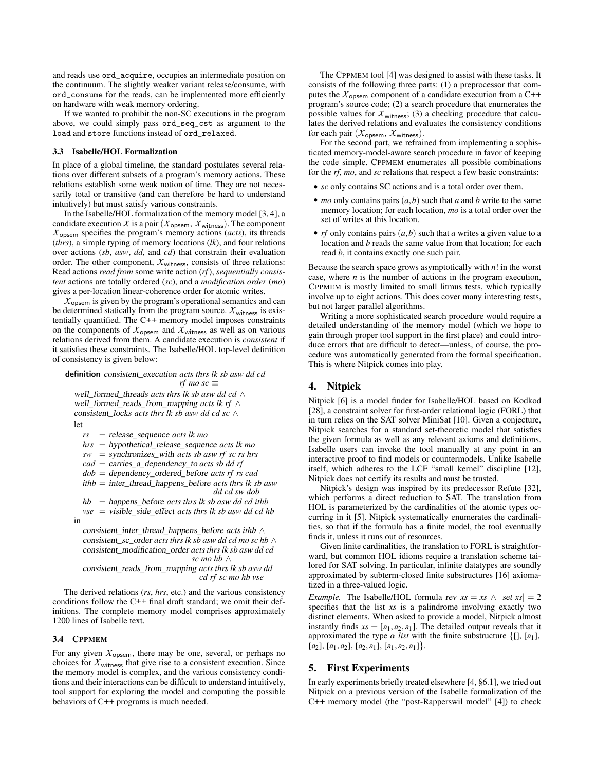and reads use `ord_acquire`, occupies an intermediate position on the continuum. The slightly weaker variant release/consume, with `ord_consume` for the reads, can be implemented more efficiently on hardware with weak memory ordering.

If we wanted to prohibit the non-SC executions in the program above, we could simply pass `ord_seq_cst` as argument to the `load` and `store` functions instead of `ord_relaxed`.

### 3.3 Isabelle/HOL Formalization

In place of a global timeline, the standard postulates several relations over different subsets of a program's memory actions. These relations establish some weak notion of time. They are not necessarily total or transitive (and can therefore be hard to understand intuitively) but must satisfy various constraints.

In the Isabelle/HOL formalization of the memory model [3, 4], a candidate execution $\mathcal{X}$ is a pair $(\mathcal{X}_{\mathsf{opsem}}, \mathcal{X}_{\mathsf{witness}})$. The component $\mathcal{X}_{\mathsf{opsem}}$ specifies the program's memory actions (*acts*), its threads (*thrs*), a simple typing of memory locations (*lk*), and four relations over actions (*sb*, *asw*, *dd*, and *cd*) that constrain their evaluation order. The other component, $\mathcal{X}_{\mathsf{witness}}$, consists of three relations: Read actions *read from* some write action (*rf*), *sequentially consistent* actions are totally ordered (*sc*), and a *modification order* (*mo*) gives a per-location linear-coherence order for atomic writes.

$\mathcal{X}_{\mathsf{opsem}}$ is given by the program's operational semantics and can be determined statically from the program source. $\mathcal{X}_{\mathsf{witness}}$ is existentially quantified. The C++ memory model imposes constraints on the components of $\mathcal{X}_{\mathsf{opsem}}$ and $\mathcal{X}_{\mathsf{witness}}$ as well as on various relations derived from them. A candidate execution is *consistent* if it satisfies these constraints. The Isabelle/HOL top-level definition of consistency is given below:

```
definition consistent_execution acts thrs lk sb asw dd cd
                                rf mo sc ≡
  well_formed_threads acts thrs lk sb asw dd cd ∧
  well_formed_reads_from_mapping acts lk rf ∧
  consistent_locks acts thrs lk sb asw dd cd sc ∧
  let
    rs   = release_sequence acts lk mo
    hrs  = hypothetical_release_sequence acts lk mo
    sw   = synchronizes_with acts sb asw rf sc rs hrs
    cad  = carries_a_dependency_to acts sb dd rf
    dob  = dependency_ordered_before acts rf rs cad
    ithb = inter_thread_happens_before acts thrs lk sb asw
                                       dd cd sw dob
    hb   = happens_before acts thrs lk sb asw dd cd ithb
    vse  = visible_side_effect acts thrs lk sb asw dd cd hb
  in
    consistent_inter_thread_happens_before acts ithb ∧
    consistent_sc_order acts thrs lk sb asw dd cd mo sc hb ∧
    consistent_modification_order acts thrs lk sb asw dd cd
                                  sc mo hb ∧
    consistent_reads_from_mapping acts thrs lk sb asw dd
                                  cd rf sc mo hb vse
```

The derived relations (*rs*, *hrs*, etc.) and the various consistency conditions follow the C++ final draft standard; we omit their definitions. The complete memory model comprises approximately 1200 lines of Isabelle text.

### 3.4 CPPMEM

For any given $\mathcal{X}_{\mathsf{opsem}}$, there may be one, several, or perhaps no choices for $\mathcal{X}_{\mathsf{witness}}$ that give rise to a consistent execution. Since the memory model is complex, and the various consistency conditions and their interactions can be difficult to understand intuitively, tool support for exploring the model and computing the possible behaviors of C++ programs is much needed.

The CPPMEM tool [4] was designed to assist with these tasks. It consists of the following three parts: (1) a preprocessor that computes the $\mathcal{X}_{\mathsf{opsem}}$ component of a candidate execution from a C++ program's source code; (2) a search procedure that enumerates the possible values for $\mathcal{X}_{\mathsf{witness}}$; (3) a checking procedure that calculates the derived relations and evaluates the consistency conditions for each pair $(\mathcal{X}_{\mathsf{opsem}}, \mathcal{X}_{\mathsf{witness}})$.

For the second part, we refrained from implementing a sophisticated memory-model-aware search procedure in favor of keeping the code simple. CPPMEM enumerates all possible combinations for the *rf*, *mo*, and *sc* relations that respect a few basic constraints:

- *sc* only contains SC actions and is a total order over them.
- *mo* only contains pairs $(a,b)$ such that $a$ and $b$ write to the same memory location; for each location, *mo* is a total order over the set of writes at this location.
- *rf* only contains pairs $(a,b)$ such that $a$ writes a given value to a location and $b$ reads the same value from that location; for each read $b$, it contains exactly one such pair.

Because the search space grows asymptotically with $n!$ in the worst case, where $n$ is the number of actions in the program execution, CPPMEM is mostly limited to small litmus tests, which typically involve up to eight actions. This does cover many interesting tests, but not larger parallel algorithms.

Writing a more sophisticated search procedure would require a detailed understanding of the memory model (which we hope to gain through proper tool support in the first place) and could introduce errors that are difficult to detect—unless, of course, the procedure was automatically generated from the formal specification. This is where Nitpick comes into play.

## 4. Nitpick

Nitpick [6] is a model finder for Isabelle/HOL based on Kodkod [28], a constraint solver for first-order relational logic (FORL) that in turn relies on the SAT solver MiniSat [10]. Given a conjecture, Nitpick searches for a standard set-theoretic model that satisfies the given formula as well as any relevant axioms and definitions. Isabelle users can invoke the tool manually at any point in an interactive proof to find models or countermodels. Unlike Isabelle itself, which adheres to the LCF "small kernel" discipline [12], Nitpick does not certify its results and must be trusted.

Nitpick's design was inspired by its predecessor Refute [32], which performs a direct reduction to SAT. The translation from HOL is parameterized by the cardinalities of the atomic types occurring in it [5]. Nitpick systematically enumerates the cardinalities, so that if the formula has a finite model, the tool eventually finds it, unless it runs out of resources.

Given finite cardinalities, the translation to FORL is straightforward, but common HOL idioms require a translation scheme tailored for SAT solving. In particular, infinite datatypes are soundly approximated by subterm-closed finite substructures [16] axiomatized in a three-valued logic.

*Example.* The Isabelle/HOL formula $\mathsf{rev}\ xs = xs \wedge |\mathsf{set}\ xs| = 2$ specifies that the list $xs$ is a palindrome involving exactly two distinct elements. When asked to provide a model, Nitpick almost instantly finds $xs = [a_1, a_2, a_1]$. The detailed output reveals that it approximated the type $\alpha\ \mathit{list}$ with the finite substructure $\{[], [a_1], [a_2], [a_1, a_2], [a_2, a_1], [a_1, a_2, a_1]\}$.

## 5. First Experiments

In early experiments briefly treated elsewhere [4, §6.1], we tried out Nitpick on a previous version of the Isabelle formalization of the C++ memory model (the "post-Rapperswil model" [4]) to check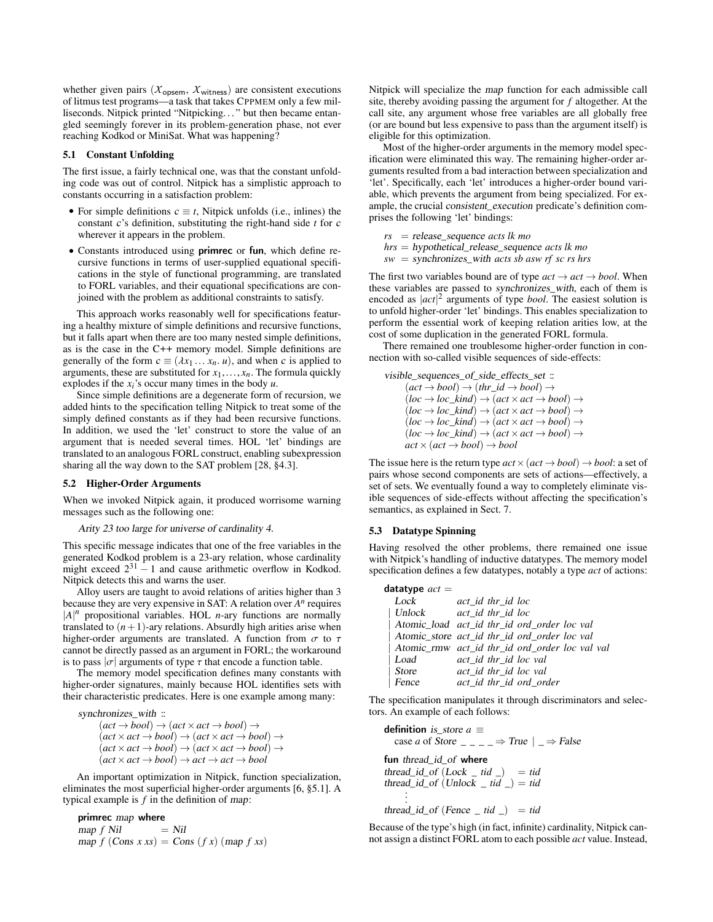whether given pairs ($\mathcal{X}_{\mathsf{opsem}}$, $\mathcal{X}_{\mathsf{witness}}$) are consistent executions of litmus test programs—a task that takes CPPMEM only a few milliseconds. Nitpick printed "Nitpicking..." but then became entangled seemingly forever in its problem-generation phase, not ever reaching Kodkod or MiniSat. What was happening?

### 5.1 Constant Unfolding

The first issue, a fairly technical one, was that the constant unfolding code was out of control. Nitpick has a simplistic approach to constants occurring in a satisfaction problem:

- For simple definitions $c \equiv t$, Nitpick unfolds (i.e., inlines) the constant $c$'s definition, substituting the right-hand side $t$ for $c$ wherever it appears in the problem.
- Constants introduced using **primrec** or **fun**, which define recursive functions in terms of user-supplied equational specifications in the style of functional programming, are translated to FORL variables, and their equational specifications are conjoined with the problem as additional constraints to satisfy.

This approach works reasonably well for specifications featuring a healthy mixture of simple definitions and recursive functions, but it falls apart when there are too many nested simple definitions, as is the case in the C++ memory model. Simple definitions are generally of the form $c \equiv (\lambda x_1 \ldots x_n.\, u)$, and when $c$ is applied to arguments, these are substituted for $x_1, \ldots, x_n$. The formula quickly explodes if the $x_i$'s occur many times in the body $u$.

Since simple definitions are a degenerate form of recursion, we added hints to the specification telling Nitpick to treat some of the simply defined constants as if they had been recursive functions. In addition, we used the 'let' construct to store the value of an argument that is needed several times. HOL 'let' bindings are translated to an analogous FORL construct, enabling subexpression sharing all the way down to the SAT problem [28, §4.3].

### 5.2 Higher-Order Arguments

When we invoked Nitpick again, it produced worrisome warning messages such as the following one:

*Arity 23 too large for universe of cardinality 4.*

This specific message indicates that one of the free variables in the generated Kodkod problem is a 23-ary relation, whose cardinality might exceed $2^{31} - 1$ and cause arithmetic overflow in Kodkod. Nitpick detects this and warns the user.

Alloy users are taught to avoid relations of arities higher than 3 because they are very expensive in SAT: A relation over $A^n$ requires $|A|^n$ propositional variables. HOL $n$-ary functions are normally translated to $(n+1)$-ary relations. Absurdly high arities arise when higher-order arguments are translated. A function from $\sigma$ to $\tau$ cannot be directly passed as an argument in FORL; the workaround is to pass $|\sigma|$ arguments of type $\tau$ that encode a function table.

The memory model specification defines many constants with higher-order signatures, mainly because HOL identifies sets with their characteristic predicates. Here is one example among many:

synchronizes_with ::
$(act \to bool) \to (act \times act \to bool) \to$
$(act \times act \to bool) \to (act \times act \to bool) \to$
$(act \times act \to bool) \to (act \times act \to bool) \to$
$(act \times act \to bool) \to act \to act \to bool$

An important optimization in Nitpick, function specialization, eliminates the most superficial higher-order arguments [6, §5.1]. A typical example is $f$ in the definition of *map*:

**primrec** *map* **where**
*map f Nil* $=$ *Nil*
*map f (Cons x xs)* $=$ *Cons (f x) (map f xs)*

Nitpick will specialize the *map* function for each admissible call site, thereby avoiding passing the argument for $f$ altogether. At the call site, any argument whose free variables are all globally free (or are bound but less expensive to pass than the argument itself) is eligible for this optimization.

Most of the higher-order arguments in the memory model specification were eliminated this way. The remaining higher-order arguments resulted from a bad interaction between specialization and 'let'. Specifically, each 'let' introduces a higher-order bound variable, which prevents the argument from being specialized. For example, the crucial *consistent_execution* predicate's definition comprises the following 'let' bindings:

*rs* = release_sequence *acts lk mo*
*hrs* = hypothetical_release_sequence *acts lk mo*
*sw* = synchronizes_with *acts sb asw rf sc rs hrs*

The first two variables bound are of type $act \to act \to bool$. When these variables are passed to *synchronizes_with*, each of them is encoded as $|act|^2$ arguments of type $bool$. The easiest solution is to unfold higher-order 'let' bindings. This enables specialization to perform the essential work of keeping relation arities low, at the cost of some duplication in the generated FORL formula.

There remained one troublesome higher-order function in connection with so-called visible sequences of side-effects:

visible_sequences_of_side_effects_set ::
$(act \to bool) \to (thr\_id \to bool) \to$
$(loc \to loc\_kind) \to (act \times act \to bool) \to$
$(loc \to loc\_kind) \to (act \times act \to bool) \to$
$(loc \to loc\_kind) \to (act \times act \to bool) \to$
$(loc \to loc\_kind) \to (act \times act \to bool) \to$
$act \times (act \to bool) \to bool$

The issue here is the return type $act \times (act \to bool) \to bool$: a set of pairs whose second components are sets of actions—effectively, a set of sets. We eventually found a way to completely eliminate visible sequences of side-effects without affecting the specification's semantics, as explained in Sect. 7.

### 5.3 Datatype Spinning

Having resolved the other problems, there remained one issue with Nitpick's handling of inductive datatypes. The memory model specification defines a few datatypes, notably a type *act* of actions:

**datatype** *act* =
  Lock         *act_id thr_id loc*
| Unlock       *act_id thr_id loc*
| Atomic_load  *act_id thr_id ord_order loc val*
| Atomic_store *act_id thr_id ord_order loc val*
| Atomic_rmw   *act_id thr_id ord_order loc val val*
| Load         *act_id thr_id loc val*
| Store        *act_id thr_id loc val*
| Fence        *act_id thr_id ord_order*

The specification manipulates it through discriminators and selectors. An example of each follows:

**definition** *is_store a* ≡
  case *a* of Store _ _ _ _ ⇒ True | _ ⇒ False

**fun** *thread_id_of* **where**
*thread_id_of* (Lock _ *tid* _) = *tid*
*thread_id_of* (Unlock _ *tid* _) = *tid*
⋮
*thread_id_of* (Fence _ *tid* _) = *tid*

Because of the type's high (in fact, infinite) cardinality, Nitpick cannot assign a distinct FORL atom to each possible *act* value. Instead,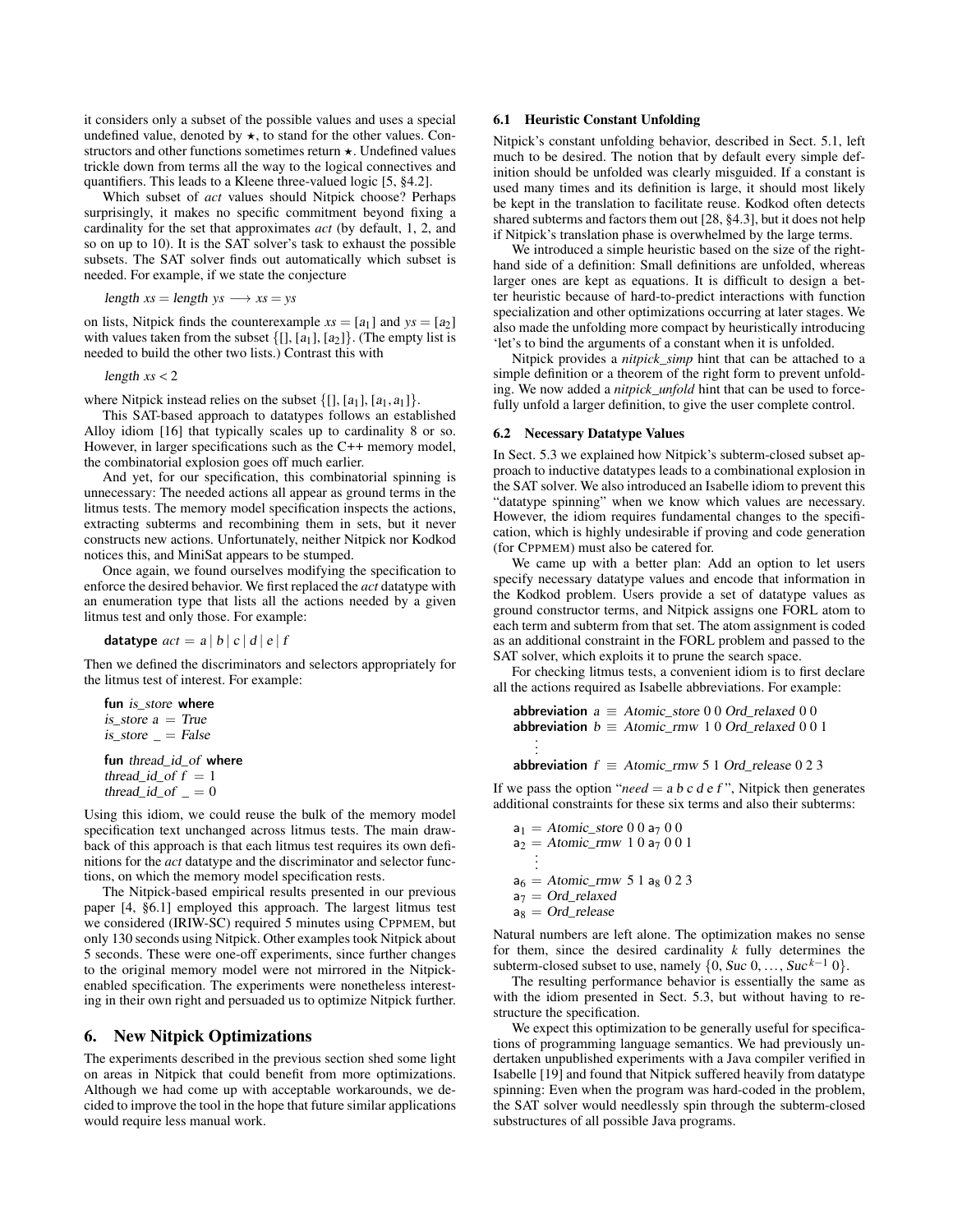it considers only a subset of the possible values and uses a special undefined value, denoted by $\star$, to stand for the other values. Constructors and other functions sometimes return $\star$. Undefined values trickle down from terms all the way to the logical connectives and quantifiers. This leads to a Kleene three-valued logic [5, §4.2].

Which subset of *act* values should Nitpick choose? Perhaps surprisingly, it makes no specific commitment beyond fixing a cardinality for the set that approximates *act* (by default, 1, 2, and so on up to 10). It is the SAT solver's task to exhaust the possible subsets. The SAT solver finds out automatically which subset is needed. For example, if we state the conjecture

$$\mathit{length}\ xs = \mathit{length}\ ys \longrightarrow xs = ys$$

on lists, Nitpick finds the counterexample $xs = [a_1]$ and $ys = [a_2]$ with values taken from the subset $\{[], [a_1], [a_2]\}$. (The empty list is needed to build the other two lists.) Contrast this with

$$\mathit{length}\ xs < 2$$

where Nitpick instead relies on the subset $\{[], [a_1], [a_1, a_1]\}$.

This SAT-based approach to datatypes follows an established Alloy idiom [16] that typically scales up to cardinality 8 or so. However, in larger specifications such as the C++ memory model, the combinatorial explosion goes off much earlier.

And yet, for our specification, this combinatorial spinning is unnecessary: The needed actions all appear as ground terms in the litmus tests. The memory model specification inspects the actions, extracting subterms and recombining them in sets, but it never constructs new actions. Unfortunately, neither Nitpick nor Kodkod notices this, and MiniSat appears to be stumped.

Once again, we found ourselves modifying the specification to enforce the desired behavior. We first replaced the *act* datatype with an enumeration type that lists all the actions needed by a given litmus test and only those. For example:

**datatype** $act = a \mid b \mid c \mid d \mid e \mid f$

Then we defined the discriminators and selectors appropriately for the litmus test of interest. For example:

**fun** *is_store* **where**
*is_store* $a$ = *True*
*is_store* _ = *False*

**fun** *thread_id_of* **where**
*thread_id_of* $f$ = 1
*thread_id_of* _ = 0

Using this idiom, we could reuse the bulk of the memory model specification text unchanged across litmus tests. The main drawback of this approach is that each litmus test requires its own definitions for the *act* datatype and the discriminator and selector functions, on which the memory model specification rests.

The Nitpick-based empirical results presented in our previous paper [4, §6.1] employed this approach. The largest litmus test we considered (IRIW-SC) required 5 minutes using CPPMEM, but only 130 seconds using Nitpick. Other examples took Nitpick about 5 seconds. These were one-off experiments, since further changes to the original memory model were not mirrored in the Nitpick-enabled specification. The experiments were nonetheless interesting in their own right and persuaded us to optimize Nitpick further.

## 6. New Nitpick Optimizations

The experiments described in the previous section shed some light on areas in Nitpick that could benefit from more optimizations. Although we had come up with acceptable workarounds, we decided to improve the tool in the hope that future similar applications would require less manual work.

### 6.1 Heuristic Constant Unfolding

Nitpick's constant unfolding behavior, described in Sect. 5.1, left much to be desired. The notion that by default every simple definition should be unfolded was clearly misguided. If a constant is used many times and its definition is large, it should most likely be kept in the translation to facilitate reuse. Kodkod often detects shared subterms and factors them out [28, §4.3], but it does not help if Nitpick's translation phase is overwhelmed by the large terms.

We introduced a simple heuristic based on the size of the right-hand side of a definition: Small definitions are unfolded, whereas larger ones are kept as equations. It is difficult to design a better heuristic because of hard-to-predict interactions with function specialization and other optimizations occurring at later stages. We also made the unfolding more compact by heuristically introducing 'let's to bind the arguments of a constant when it is unfolded.

Nitpick provides a *nitpick_simp* hint that can be attached to a simple definition or a theorem of the right form to prevent unfolding. We now added a *nitpick_unfold* hint that can be used to forcefully unfold a larger definition, to give the user complete control.

### 6.2 Necessary Datatype Values

In Sect. 5.3 we explained how Nitpick's subterm-closed subset approach to inductive datatypes leads to a combinational explosion in the SAT solver. We also introduced an Isabelle idiom to prevent this "datatype spinning" when we know which values are necessary. However, the idiom requires fundamental changes to the specification, which is highly undesirable if proving and code generation (for CPPMEM) must also be catered for.

We came up with a better plan: Add an option to let users specify necessary datatype values and encode that information in the Kodkod problem. Users provide a set of datatype values as ground constructor terms, and Nitpick assigns one FORL atom to each term and subterm from that set. The atom assignment is coded as an additional constraint in the FORL problem and passed to the SAT solver, which exploits it to prune the search space.

For checking litmus tests, a convenient idiom is to first declare all the actions required as Isabelle abbreviations. For example:

**abbreviation** $a \equiv$ *Atomic_store* 0 0 *Ord_relaxed* 0 0
**abbreviation** $b \equiv$ *Atomic_rmw* 1 0 *Ord_relaxed* 0 0 1
⋮
**abbreviation** $f \equiv$ *Atomic_rmw* 5 1 *Ord_release* 0 2 3

If we pass the option "*need* = *a b c d e f*", Nitpick then generates additional constraints for these six terms and also their subterms:

$\mathsf{a}_1$ = *Atomic_store* 0 0 $\mathsf{a}_7$ 0 0
$\mathsf{a}_2$ = *Atomic_rmw* 1 0 $\mathsf{a}_7$ 0 0 1
⋮
$\mathsf{a}_6$ = *Atomic_rmw* 5 1 $\mathsf{a}_8$ 0 2 3
$\mathsf{a}_7$ = *Ord_relaxed*
$\mathsf{a}_8$ = *Ord_release*

Natural numbers are left alone. The optimization makes no sense for them, since the desired cardinality $k$ fully determines the subterm-closed subset to use, namely $\{0, \mathit{Suc}\ 0, \ldots, \mathit{Suc}^{k-1}\ 0\}$.

The resulting performance behavior is essentially the same as with the idiom presented in Sect. 5.3, but without having to restructure the specification.

We expect this optimization to be generally useful for specifications of programming language semantics. We had previously undertaken unpublished experiments with a Java compiler verified in Isabelle [19] and found that Nitpick suffered heavily from datatype spinning: Even when the program was hard-coded in the problem, the SAT solver would needlessly spin through the subterm-closed substructures of all possible Java programs.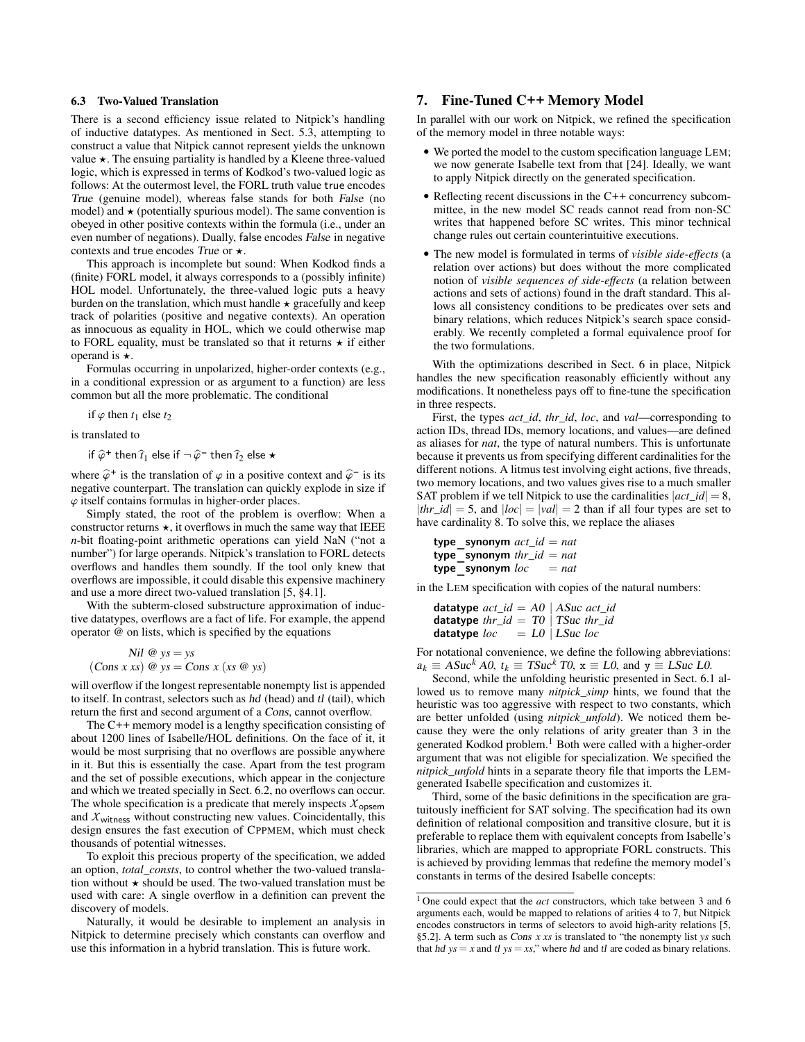### 6.3 Two-Valued Translation

There is a second efficiency issue related to Nitpick's handling of inductive datatypes. As mentioned in Sect. 5.3, attempting to construct a value that Nitpick cannot represent yields the unknown value $\star$. The ensuing partiality is handled by a Kleene three-valued logic, which is expressed in terms of Kodkod's two-valued logic as follows: At the outermost level, the FORL truth value true encodes *True* (genuine model), whereas false stands for both *False* (no model) and $\star$ (potentially spurious model). The same convention is obeyed in other positive contexts within the formula (i.e., under an even number of negations). Dually, false encodes *False* in negative contexts and true encodes *True* or $\star$.

This approach is incomplete but sound: When Kodkod finds a (finite) FORL model, it always corresponds to a (possibly infinite) HOL model. Unfortunately, the three-valued logic puts a heavy burden on the translation, which must handle $\star$ gracefully and keep track of polarities (positive and negative contexts). An operation as innocuous as equality in HOL, which we could otherwise map to FORL equality, must be translated so that it returns $\star$ if either operand is $\star$.

Formulas occurring in unpolarized, higher-order contexts (e.g., in a conditional expression or as argument to a function) are less common but all the more problematic. The conditional

$$\text{if } \varphi \text{ then } t_1 \text{ else } t_2$$

is translated to

$$\text{if } \widehat{\varphi}^{+} \text{ then } \widehat{t}_1 \text{ else if } \neg\, \widehat{\varphi}^{-} \text{ then } \widehat{t}_2 \text{ else } \star$$

where $\widehat{\varphi}^{+}$ is the translation of $\varphi$ in a positive context and $\widehat{\varphi}^{-}$ is its negative counterpart. The translation can quickly explode in size if $\varphi$ itself contains formulas in higher-order places.

Simply stated, the root of the problem is overflow: When a constructor returns $\star$, it overflows in much the same way that IEEE $n$-bit floating-point arithmetic operations can yield NaN ("not a number") for large operands. Nitpick's translation to FORL detects overflows and handles them soundly. If the tool only knew that overflows are impossible, it could disable this expensive machinery and use a more direct two-valued translation [5, §4.1].

With the subterm-closed substructure approximation of inductive datatypes, overflows are a fact of life. For example, the append operator @ on lists, which is specified by the equations

$$\begin{aligned} \mathit{Nil} \;@\; \mathit{ys} &= \mathit{ys} \\ (\mathit{Cons}\; x\; \mathit{xs}) \;@\; \mathit{ys} &= \mathit{Cons}\; x\; (\mathit{xs} \;@\; \mathit{ys}) \end{aligned}$$

will overflow if the longest representable nonempty list is appended to itself. In contrast, selectors such as *hd* (head) and *tl* (tail), which return the first and second argument of a *Cons*, cannot overflow.

The C++ memory model is a lengthy specification consisting of about 1200 lines of Isabelle/HOL definitions. On the face of it, it would be most surprising that no overflows are possible anywhere in it. But this is essentially the case. Apart from the test program and the set of possible executions, which appear in the conjecture and which we treated specially in Sect. 6.2, no overflows can occur. The whole specification is a predicate that merely inspects $\mathcal{X}_{\mathsf{opsem}}$ and $\mathcal{X}_{\mathsf{witness}}$ without constructing new values. Coincidentally, this design ensures the fast execution of CPPMEM, which must check thousands of potential witnesses.

To exploit this precious property of the specification, we added an option, *total_consts*, to control whether the two-valued translation without $\star$ should be used. The two-valued translation must be used with care: A single overflow in a definition can prevent the discovery of models.

Naturally, it would be desirable to implement an analysis in Nitpick to determine precisely which constants can overflow and use this information in a hybrid translation. This is future work.

## 7. Fine-Tuned C++ Memory Model

In parallel with our work on Nitpick, we refined the specification of the memory model in three notable ways:

- We ported the model to the custom specification language LEM; we now generate Isabelle text from that [24]. Ideally, we want to apply Nitpick directly on the generated specification.
- Reflecting recent discussions in the C++ concurrency subcommittee, in the new model SC reads cannot read from non-SC writes that happened before SC writes. This minor technical change rules out certain counterintuitive executions.
- The new model is formulated in terms of *visible side-effects* (a relation over actions) but does without the more complicated notion of *visible sequences of side-effects* (a relation between actions and sets of actions) found in the draft standard. This allows all consistency conditions to be predicates over sets and binary relations, which reduces Nitpick's search space considerably. We recently completed a formal equivalence proof for the two formulations.

With the optimizations described in Sect. 6 in place, Nitpick handles the new specification reasonably efficiently without any modifications. It nonetheless pays off to fine-tune the specification in three respects.

First, the types *act_id*, *thr_id*, *loc*, and *val*—corresponding to action IDs, thread IDs, memory locations, and values—are defined as aliases for *nat*, the type of natural numbers. This is unfortunate because it prevents us from specifying different cardinalities for the different notions. A litmus test involving eight actions, five threads, two memory locations, and two values gives rise to a much smaller SAT problem if we tell Nitpick to use the cardinalities $|act\_id| = 8$, $|thr\_id| = 5$, and $|loc| = |val| = 2$ than if all four types are set to have cardinality 8. To solve this, we replace the aliases

```
type_synonym act_id = nat
type_synonym thr_id = nat
type_synonym loc    = nat
```

in the LEM specification with copies of the natural numbers:

```
datatype act_id = A0 | ASuc act_id
datatype thr_id = T0 | TSuc thr_id
datatype loc    = L0 | LSuc loc
```

For notational convenience, we define the following abbreviations: $\mathtt{a}_k \equiv \mathit{ASuc}^k\ \mathit{A0}$, $\mathtt{t}_k \equiv \mathit{TSuc}^k\ \mathit{T0}$, $\mathtt{x} \equiv \mathit{L0}$, and $\mathtt{y} \equiv \mathit{LSuc}\ \mathit{L0}$.

Second, while the unfolding heuristic presented in Sect. 6.1 allowed us to remove many *nitpick_simp* hints, we found that the heuristic was too aggressive with respect to two constants, which are better unfolded (using *nitpick_unfold*). We noticed them because they were the only relations of arity greater than 3 in the generated Kodkod problem.[1] Both were called with a higher-order argument that was not eligible for specialization. We specified the *nitpick_unfold* hints in a separate theory file that imports the LEM-generated Isabelle specification and customizes it.

Third, some of the basic definitions in the specification are gratuitously inefficient for SAT solving. The specification had its own definition of relational composition and transitive closure, but it is preferable to replace them with equivalent concepts from Isabelle's libraries, which are mapped to appropriate FORL constructs. This is achieved by providing lemmas that redefine the memory model's constants in terms of the desired Isabelle concepts:

[1] One could expect that the *act* constructors, which take between 3 and 6 arguments each, would be mapped to relations of arities 4 to 7, but Nitpick encodes constructors in terms of selectors to avoid high-arity relations [5, §5.2]. A term such as *Cons x xs* is translated to "the nonempty list *ys* such that *hd ys* = *x* and *tl ys* = *xs*," where *hd* and *tl* are coded as binary relations.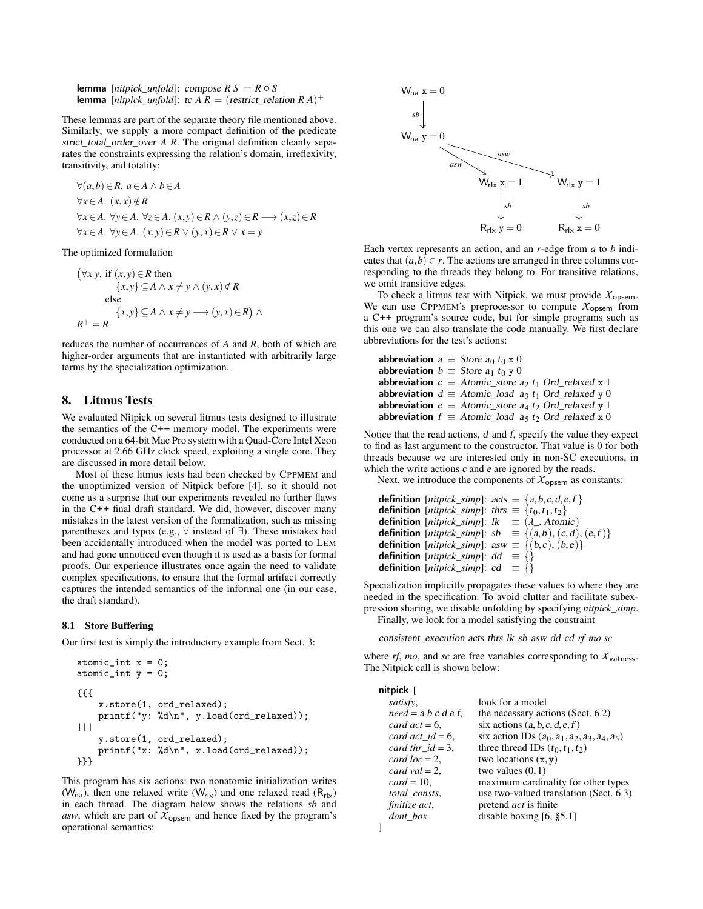**lemma** [*nitpick_unfold*]: compose $R\ S = R \circ S$
**lemma** [*nitpick_unfold*]: tc $A\ R = (\text{restrict\_relation}\ R\ A)^+$

These lemmas are part of the separate theory file mentioned above. Similarly, we supply a more compact definition of the predicate *strict_total_order_over A R*. The original definition cleanly separates the constraints expressing the relation's domain, irreflexivity, transitivity, and totality:

$$\forall (a,b) \in R.\ a \in A \wedge b \in A$$
$$\forall x \in A.\ (x,x) \notin R$$
$$\forall x \in A.\ \forall y \in A.\ \forall z \in A.\ (x,y) \in R \wedge (y,z) \in R \longrightarrow (x,z) \in R$$
$$\forall x \in A.\ \forall y \in A.\ (x,y) \in R \vee (y,x) \in R \vee x = y$$

The optimized formulation

$$\big(\forall x\ y.\ \text{if } (x,y) \in R \text{ then } \{x,y\} \subseteq A \wedge x \neq y \wedge (y,x) \notin R \text{ else } \{x,y\} \subseteq A \wedge x \neq y \longrightarrow (y,x) \in R\big) \wedge R^+ = R$$

reduces the number of occurrences of *A* and *R*, both of which are higher-order arguments that are instantiated with arbitrarily large terms by the specialization optimization.

## 8. Litmus Tests

We evaluated Nitpick on several litmus tests designed to illustrate the semantics of the C++ memory model. The experiments were conducted on a 64-bit Mac Pro system with a Quad-Core Intel Xeon processor at 2.66 GHz clock speed, exploiting a single core. They are discussed in more detail below.

Most of these litmus tests had been checked by CPPMEM and the unoptimized version of Nitpick before [4], so it should not come as a surprise that our experiments revealed no further flaws in the C++ final draft standard. We did, however, discover many mistakes in the latest version of the formalization, such as missing parentheses and typos (e.g., $\forall$ instead of $\exists$). These mistakes had been accidentally introduced when the model was ported to LEM and had gone unnoticed even though it is used as a basis for formal proofs. Our experience illustrates once again the need to validate complex specifications, to ensure that the formal artifact correctly captures the intended semantics of the informal one (in our case, the draft standard).

### 8.1 Store Buffering

Our first test is simply the introductory example from Sect. 3:

```
atomic_int x = 0;
atomic_int y = 0;

{{{
    x.store(1, ord_relaxed);
    printf("y: %d\n", y.load(ord_relaxed));
|||
    y.store(1, ord_relaxed);
    printf("x: %d\n", x.load(ord_relaxed));
}}}
```

This program has six actions: two nonatomic initialization writes ($\mathsf{W_{na}}$), then one relaxed write ($\mathsf{W_{rlx}}$) and one relaxed read ($\mathsf{R_{rlx}}$) in each thread. The diagram below shows the relations *sb* and *asw*, which are part of $\mathcal{X}_{\mathsf{opsem}}$ and hence fixed by the program's operational semantics:

$\mathsf{W_{na}}\ \mathtt{x} = 0$ —*sb*→ $\mathsf{W_{na}}\ \mathtt{y} = 0$; $\mathsf{W_{na}}\ \mathtt{y} = 0$ —*asw*→ $\mathsf{W_{rlx}}\ \mathtt{x} = 1$; $\mathsf{W_{na}}\ \mathtt{y} = 0$ —*asw*→ $\mathsf{W_{rlx}}\ \mathtt{y} = 1$; $\mathsf{W_{rlx}}\ \mathtt{x} = 1$ —*sb*→ $\mathsf{R_{rlx}}\ \mathtt{y} = 0$; $\mathsf{W_{rlx}}\ \mathtt{y} = 1$ —*sb*→ $\mathsf{R_{rlx}}\ \mathtt{x} = 0$

Each vertex represents an action, and an *r*-edge from *a* to *b* indicates that $(a,b) \in r$. The actions are arranged in three columns corresponding to the threads they belong to. For transitive relations, we omit transitive edges.

To check a litmus test with Nitpick, we must provide $\mathcal{X}_{\mathsf{opsem}}$. We can use CPPMEM's preprocessor to compute $\mathcal{X}_{\mathsf{opsem}}$ from a C++ program's source code, but for simple programs such as this one we can also translate the code manually. We first declare abbreviations for the test's actions:

**abbreviation** $a \equiv$ *Store* $a_0\ t_0$ x 0
**abbreviation** $b \equiv$ *Store* $a_1\ t_0$ y 0
**abbreviation** $c \equiv$ *Atomic_store* $a_2\ t_1$ *Ord_relaxed* x 1
**abbreviation** $d \equiv$ *Atomic_load* $a_3\ t_1$ *Ord_relaxed* y 0
**abbreviation** $e \equiv$ *Atomic_store* $a_4\ t_2$ *Ord_relaxed* y 1
**abbreviation** $f \equiv$ *Atomic_load* $a_5\ t_2$ *Ord_relaxed* x 0

Notice that the read actions, *d* and *f*, specify the value they expect to find as last argument to the constructor. That value is 0 for both threads because we are interested only in non-SC executions, in which the write actions *c* and *e* are ignored by the reads.

Next, we introduce the components of $\mathcal{X}_{\mathsf{opsem}}$ as constants:

**definition** [*nitpick_simp*]: *acts* $\equiv \{a,b,c,d,e,f\}$
**definition** [*nitpick_simp*]: *thrs* $\equiv \{t_0,t_1,t_2\}$
**definition** [*nitpick_simp*]: *lk* $\equiv$ ($\lambda$\_. *Atomic*)
**definition** [*nitpick_simp*]: *sb* $\equiv \{(a,b),(c,d),(e,f)\}$
**definition** [*nitpick_simp*]: *asw* $\equiv \{(b,c),(b,e)\}$
**definition** [*nitpick_simp*]: *dd* $\equiv \{\}$
**definition** [*nitpick_simp*]: *cd* $\equiv \{\}$

Specialization implicitly propagates these values to where they are needed in the specification. To avoid clutter and facilitate subexpression sharing, we disable unfolding by specifying *nitpick_simp*.

Finally, we look for a model satisfying the constraint

*consistent_execution acts thrs lk sb asw dd cd rf mo sc*

where *rf*, *mo*, and *sc* are free variables corresponding to $\mathcal{X}_{\mathsf{witness}}$. The Nitpick call is shown below:

**nitpick** [

| | |
|---|---|
| *satisfy*, | look for a model |
| *need* = a b c d e f, | the necessary actions (Sect. 6.2) |
| *card act* = 6, | six actions $(a,b,c,d,e,f)$ |
| *card act_id* = 6, | six action IDs $(a_0,a_1,a_2,a_3,a_4,a_5)$ |
| *card thr_id* = 3, | three thread IDs $(t_0,t_1,t_2)$ |
| *card loc* = 2, | two locations (x, y) |
| *card val* = 2, | two values (0, 1) |
| *card* = 10, | maximum cardinality for other types |
| *total_consts*, | use two-valued translation (Sect. 6.3) |
| *finitize act*, | pretend *act* is finite |
| *dont_box* | disable boxing [6, §5.1] |

]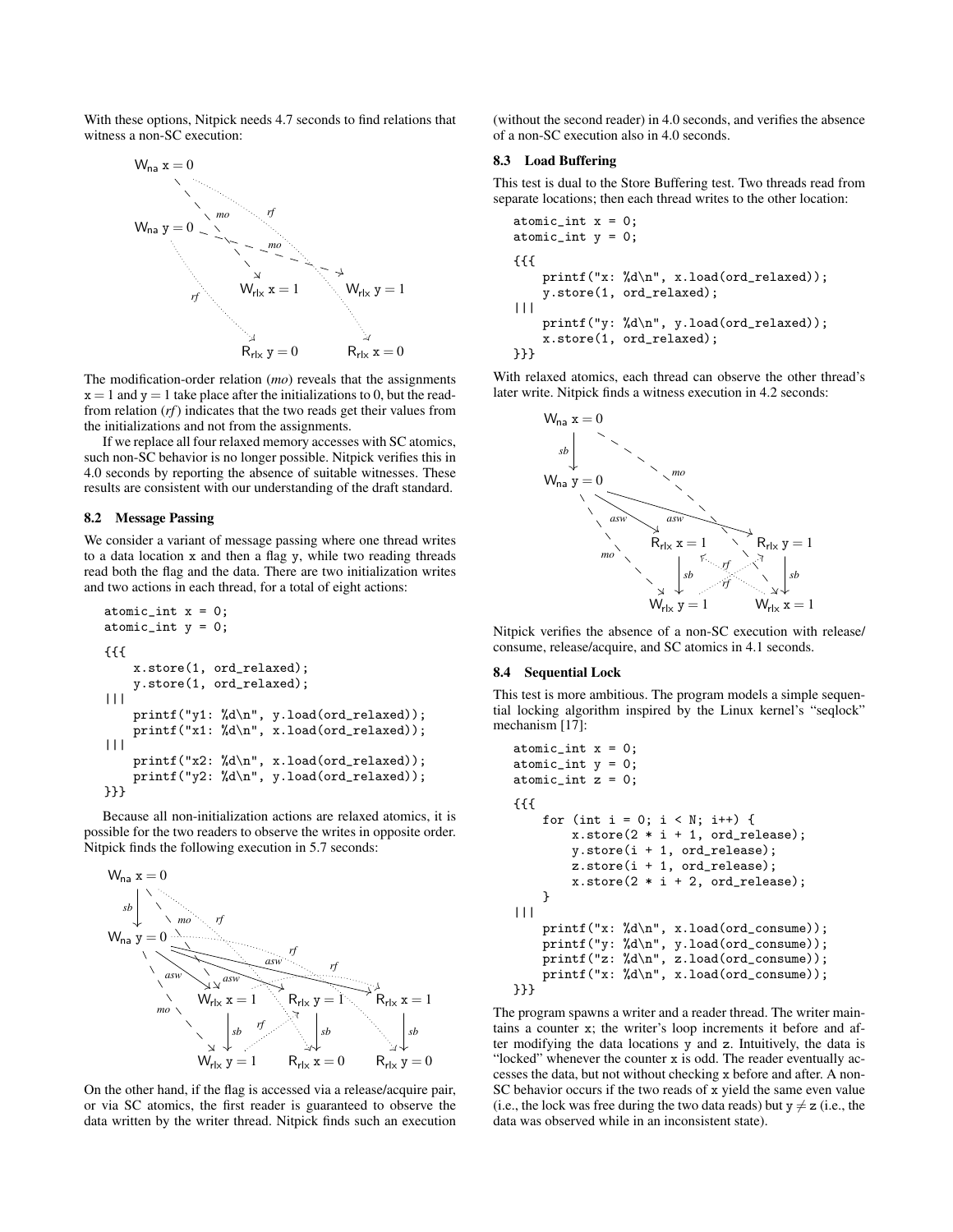With these options, Nitpick needs 4.7 seconds to find relations that witness a non-SC execution:

The modification-order relation (*mo*) reveals that the assignments x = 1 and y = 1 take place after the initializations to 0, but the read-from relation (*rf*) indicates that the two reads get their values from the initializations and not from the assignments.

If we replace all four relaxed memory accesses with SC atomics, such non-SC behavior is no longer possible. Nitpick verifies this in 4.0 seconds by reporting the absence of suitable witnesses. These results are consistent with our understanding of the draft standard.

### 8.2 Message Passing

We consider a variant of message passing where one thread writes to a data location x and then a flag y, while two reading threads read both the flag and the data. There are two initialization writes and two actions in each thread, for a total of eight actions:

```
atomic_int x = 0;
atomic_int y = 0;
{{{
    x.store(1, ord_relaxed);
    y.store(1, ord_relaxed);
|||
    printf("y1: %d\n", y.load(ord_relaxed));
    printf("x1: %d\n", x.load(ord_relaxed));
|||
    printf("x2: %d\n", x.load(ord_relaxed));
    printf("y2: %d\n", y.load(ord_relaxed));
}}}
```

Because all non-initialization actions are relaxed atomics, it is possible for the two readers to observe the writes in opposite order. Nitpick finds the following execution in 5.7 seconds:

On the other hand, if the flag is accessed via a release/acquire pair, or via SC atomics, the first reader is guaranteed to observe the data written by the writer thread. Nitpick finds such an execution (without the second reader) in 4.0 seconds, and verifies the absence of a non-SC execution also in 4.0 seconds.

### 8.3 Load Buffering

This test is dual to the Store Buffering test. Two threads read from separate locations; then each thread writes to the other location:

```
atomic_int x = 0;
atomic_int y = 0;
{{{
    printf("x: %d\n", x.load(ord_relaxed));
    y.store(1, ord_relaxed);
|||
    printf("y: %d\n", y.load(ord_relaxed));
    x.store(1, ord_relaxed);
}}}
```

With relaxed atomics, each thread can observe the other thread's later write. Nitpick finds a witness execution in 4.2 seconds:

Nitpick verifies the absence of a non-SC execution with release/consume, release/acquire, and SC atomics in 4.1 seconds.

### 8.4 Sequential Lock

This test is more ambitious. The program models a simple sequential locking algorithm inspired by the Linux kernel's "seqlock" mechanism [17]:

```
atomic_int x = 0;
atomic_int y = 0;
atomic_int z = 0;
{{{
    for (int i = 0; i < N; i++) {
        x.store(2 * i + 1, ord_release);
        y.store(i + 1, ord_release);
        z.store(i + 1, ord_release);
        x.store(2 * i + 2, ord_release);
    }
|||
    printf("x: %d\n", x.load(ord_consume));
    printf("y: %d\n", y.load(ord_consume));
    printf("z: %d\n", z.load(ord_consume));
    printf("x: %d\n", x.load(ord_consume));
}}}
```

The program spawns a writer and a reader thread. The writer maintains a counter x; the writer's loop increments it before and after modifying the data locations y and z. Intuitively, the data is "locked" whenever the counter x is odd. The reader eventually accesses the data, but not without checking x before and after. A non-SC behavior occurs if the two reads of x yield the same even value (i.e., the lock was free during the two data reads) but $y \neq z$ (i.e., the data was observed while in an inconsistent state).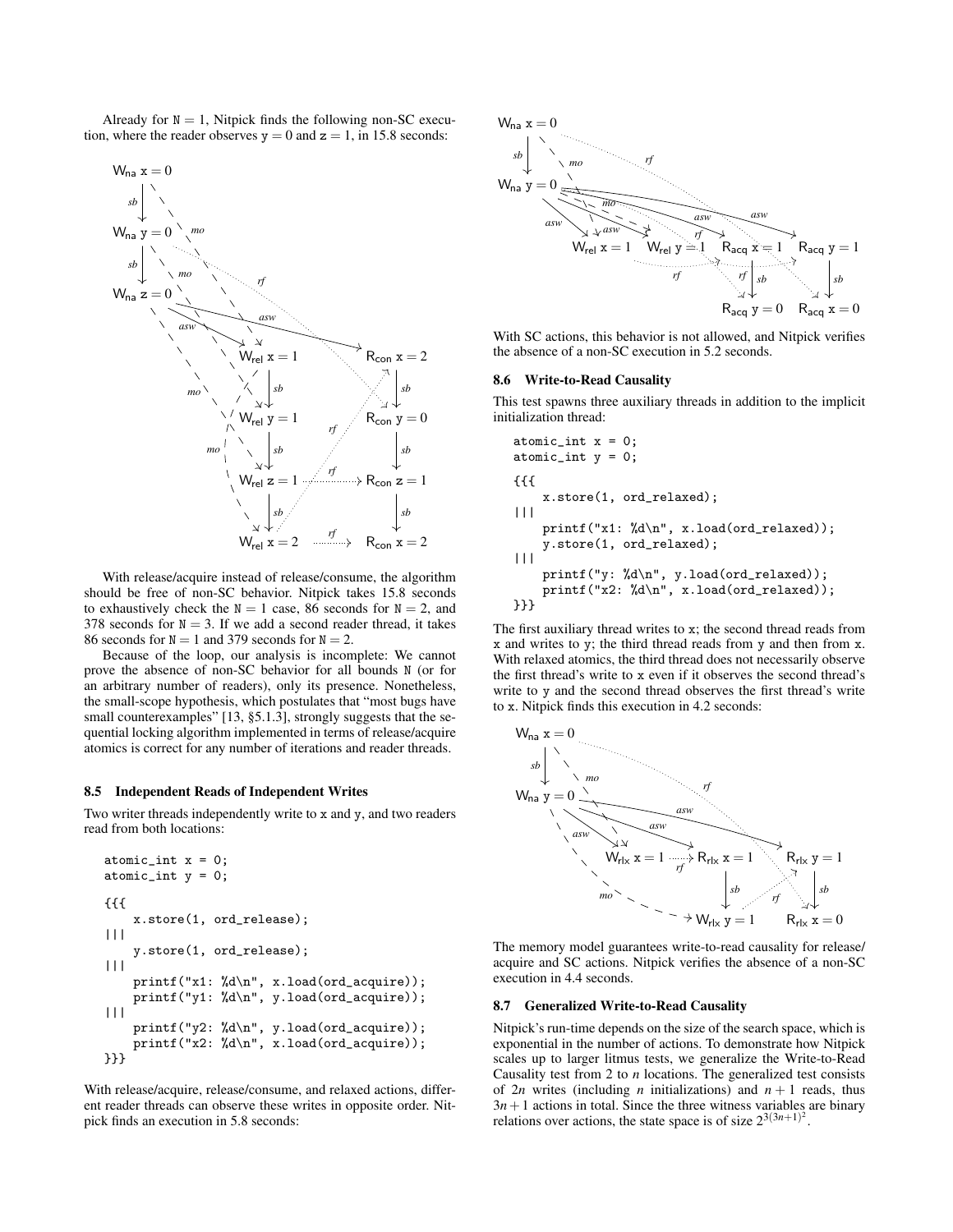Already for $N = 1$, Nitpick finds the following non-SC execution, where the reader observes $y = 0$ and $z = 1$, in 15.8 seconds:

With release/acquire instead of release/consume, the algorithm should be free of non-SC behavior. Nitpick takes 15.8 seconds to exhaustively check the $N = 1$ case, 86 seconds for $N = 2$, and 378 seconds for $N = 3$. If we add a second reader thread, it takes 86 seconds for $N = 1$ and 379 seconds for $N = 2$.

Because of the loop, our analysis is incomplete: We cannot prove the absence of non-SC behavior for all bounds N (or for an arbitrary number of readers), only its presence. Nonetheless, the small-scope hypothesis, which postulates that "most bugs have small counterexamples" [13, §5.1.3], strongly suggests that the sequential locking algorithm implemented in terms of release/acquire atomics is correct for any number of iterations and reader threads.

### 8.5 Independent Reads of Independent Writes

Two writer threads independently write to x and y, and two readers read from both locations:

```
atomic_int x = 0;
atomic_int y = 0;

{{{
    x.store(1, ord_release);
|||
    y.store(1, ord_release);
|||
    printf("x1: %d\n", x.load(ord_acquire));
    printf("y1: %d\n", y.load(ord_acquire));
|||
    printf("y2: %d\n", y.load(ord_acquire));
    printf("x2: %d\n", x.load(ord_acquire));
}}}
```

With release/acquire, release/consume, and relaxed actions, different reader threads can observe these writes in opposite order. Nitpick finds an execution in 5.8 seconds:

With SC actions, this behavior is not allowed, and Nitpick verifies the absence of a non-SC execution in 5.2 seconds.

### 8.6 Write-to-Read Causality

This test spawns three auxiliary threads in addition to the implicit initialization thread:

```
atomic_int x = 0;
atomic_int y = 0;

{{{
    x.store(1, ord_relaxed);
|||
    printf("x1: %d\n", x.load(ord_relaxed));
    y.store(1, ord_relaxed);
|||
    printf("y: %d\n", y.load(ord_relaxed));
    printf("x2: %d\n", x.load(ord_relaxed));
}}}
```

The first auxiliary thread writes to x; the second thread reads from x and writes to y; the third thread reads from y and then from x. With relaxed atomics, the third thread does not necessarily observe the first thread's write to x even if it observes the second thread's write to y and the second thread observes the first thread's write to x. Nitpick finds this execution in 4.2 seconds:

The memory model guarantees write-to-read causality for release/acquire and SC actions. Nitpick verifies the absence of a non-SC execution in 4.4 seconds.

### 8.7 Generalized Write-to-Read Causality

Nitpick's run-time depends on the size of the search space, which is exponential in the number of actions. To demonstrate how Nitpick scales up to larger litmus tests, we generalize the Write-to-Read Causality test from 2 to $n$ locations. The generalized test consists of $2n$ writes (including $n$ initializations) and $n+1$ reads, thus $3n+1$ actions in total. Since the three witness variables are binary relations over actions, the state space is of size $2^{3(3n+1)^2}$.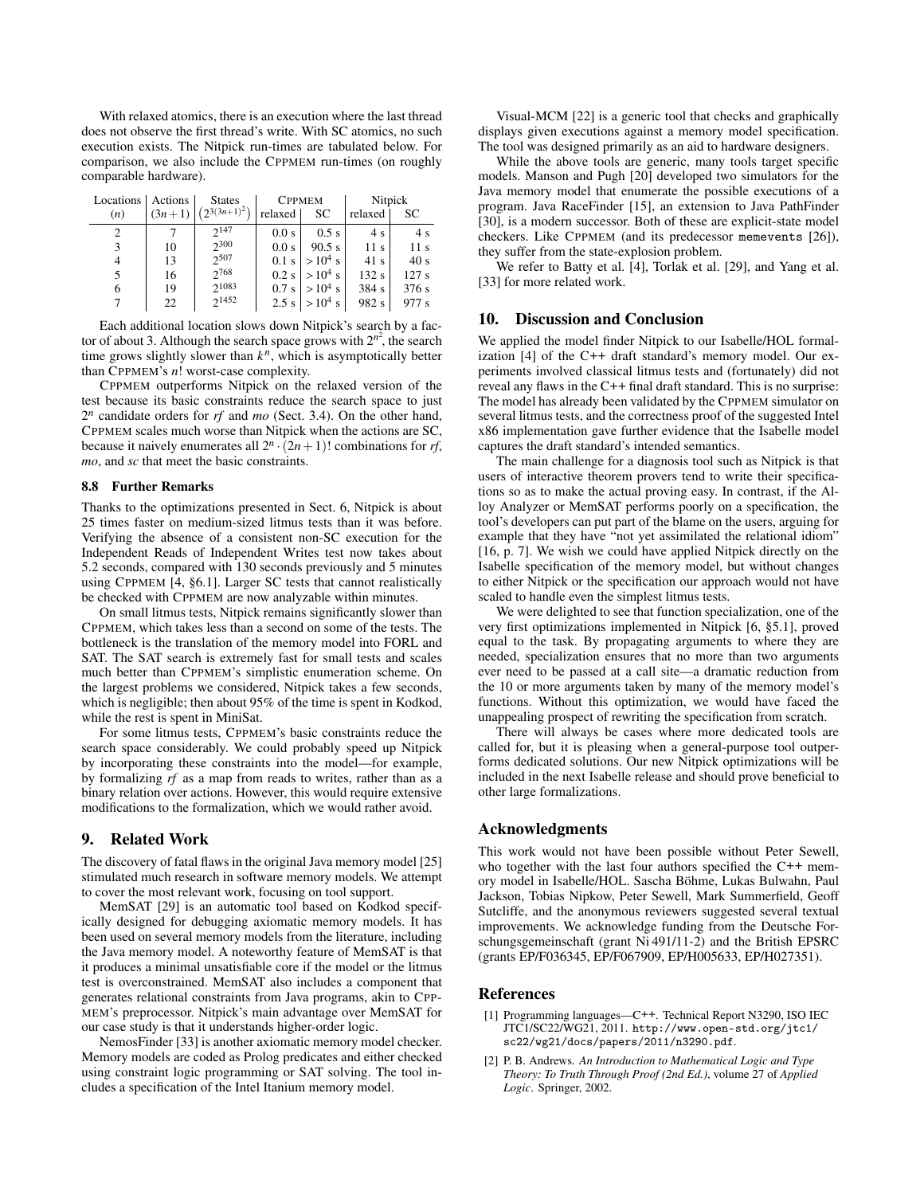With relaxed atomics, there is an execution where the last thread does not observe the first thread's write. With SC atomics, no such execution exists. The Nitpick run-times are tabulated below. For comparison, we also include the CPPMEM run-times (on roughly comparable hardware).

| Locations ($n$) | Actions ($3n+1$) | States $\left(2^{3(3n+1)^2}\right)$ | CPPMEM relaxed | CPPMEM SC | Nitpick relaxed | Nitpick SC |
|---|---|---|---|---|---|---|
| 2 | 7 | $2^{147}$ | 0.0 s | 0.5 s | 4 s | 4 s |
| 3 | 10 | $2^{300}$ | 0.0 s | 90.5 s | 11 s | 11 s |
| 4 | 13 | $2^{507}$ | 0.1 s | $>10^4$ s | 41 s | 40 s |
| 5 | 16 | $2^{768}$ | 0.2 s | $>10^4$ s | 132 s | 127 s |
| 6 | 19 | $2^{1083}$ | 0.7 s | $>10^4$ s | 384 s | 376 s |
| 7 | 22 | $2^{1452}$ | 2.5 s | $>10^4$ s | 982 s | 977 s |

Each additional location slows down Nitpick's search by a factor of about 3. Although the search space grows with $2^{n^2}$, the search time grows slightly slower than $k^n$, which is asymptotically better than CPPMEM's $n!$ worst-case complexity.

CPPMEM outperforms Nitpick on the relaxed version of the test because its basic constraints reduce the search space to just $2^n$ candidate orders for *rf* and *mo* (Sect. 3.4). On the other hand, CPPMEM scales much worse than Nitpick when the actions are SC, because it naively enumerates all $2^n \cdot (2n+1)!$ combinations for *rf*, *mo*, and *sc* that meet the basic constraints.

### 8.8 Further Remarks

Thanks to the optimizations presented in Sect. 6, Nitpick is about 25 times faster on medium-sized litmus tests than it was before. Verifying the absence of a consistent non-SC execution for the Independent Reads of Independent Writes test now takes about 5.2 seconds, compared with 130 seconds previously and 5 minutes using CPPMEM [4, §6.1]. Larger SC tests that cannot realistically be checked with CPPMEM are now analyzable within minutes.

On small litmus tests, Nitpick remains significantly slower than CPPMEM, which takes less than a second on some of the tests. The bottleneck is the translation of the memory model into FORL and SAT. The SAT search is extremely fast for small tests and scales much better than CPPMEM's simplistic enumeration scheme. On the largest problems we considered, Nitpick takes a few seconds, which is negligible; then about 95% of the time is spent in Kodkod, while the rest is spent in MiniSat.

For some litmus tests, CPPMEM's basic constraints reduce the search space considerably. We could probably speed up Nitpick by incorporating these constraints into the model—for example, by formalizing *rf* as a map from reads to writes, rather than as a binary relation over actions. However, this would require extensive modifications to the formalization, which we would rather avoid.

## 9. Related Work

The discovery of fatal flaws in the original Java memory model [25] stimulated much research in software memory models. We attempt to cover the most relevant work, focusing on tool support.

MemSAT [29] is an automatic tool based on Kodkod specifically designed for debugging axiomatic memory models. It has been used on several memory models from the literature, including the Java memory model. A noteworthy feature of MemSAT is that it produces a minimal unsatisfiable core if the model or the litmus test is overconstrained. MemSAT also includes a component that generates relational constraints from Java programs, akin to CPPMEM's preprocessor. Nitpick's main advantage over MemSAT for our case study is that it understands higher-order logic.

NemosFinder [33] is another axiomatic memory model checker. Memory models are coded as Prolog predicates and either checked using constraint logic programming or SAT solving. The tool includes a specification of the Intel Itanium memory model.

Visual-MCM [22] is a generic tool that checks and graphically displays given executions against a memory model specification. The tool was designed primarily as an aid to hardware designers.

While the above tools are generic, many tools target specific models. Manson and Pugh [20] developed two simulators for the Java memory model that enumerate the possible executions of a program. Java RaceFinder [15], an extension to Java PathFinder [30], is a modern successor. Both of these are explicit-state model checkers. Like CPPMEM (and its predecessor `memevents` [26]), they suffer from the state-explosion problem.

We refer to Batty et al. [4], Torlak et al. [29], and Yang et al. [33] for more related work.

## 10. Discussion and Conclusion

We applied the model finder Nitpick to our Isabelle/HOL formalization [4] of the C++ draft standard's memory model. Our experiments involved classical litmus tests and (fortunately) did not reveal any flaws in the C++ final draft standard. This is no surprise: The model has already been validated by the CPPMEM simulator on several litmus tests, and the correctness proof of the suggested Intel x86 implementation gave further evidence that the Isabelle model captures the draft standard's intended semantics.

The main challenge for a diagnosis tool such as Nitpick is that users of interactive theorem provers tend to write their specifications so as to make the actual proving easy. In contrast, if the Alloy Analyzer or MemSAT performs poorly on a specification, the tool's developers can put part of the blame on the users, arguing for example that they have "not yet assimilated the relational idiom" [16, p. 7]. We wish we could have applied Nitpick directly on the Isabelle specification of the memory model, but without changes to either Nitpick or the specification our approach would not have scaled to handle even the simplest litmus tests.

We were delighted to see that function specialization, one of the very first optimizations implemented in Nitpick [6, §5.1], proved equal to the task. By propagating arguments to where they are needed, specialization ensures that no more than two arguments ever need to be passed at a call site—a dramatic reduction from the 10 or more arguments taken by many of the memory model's functions. Without this optimization, we would have faced the unappealing prospect of rewriting the specification from scratch.

There will always be cases where more dedicated tools are called for, but it is pleasing when a general-purpose tool outperforms dedicated solutions. Our new Nitpick optimizations will be included in the next Isabelle release and should prove beneficial to other large formalizations.

## Acknowledgments

This work would not have been possible without Peter Sewell, who together with the last four authors specified the C++ memory model in Isabelle/HOL. Sascha Böhme, Lukas Bulwahn, Paul Jackson, Tobias Nipkow, Peter Sewell, Mark Summerfield, Geoff Sutcliffe, and the anonymous reviewers suggested several textual improvements. We acknowledge funding from the Deutsche Forschungsgemeinschaft (grant Ni 491/11-2) and the British EPSRC (grants EP/F036345, EP/F067909, EP/H005633, EP/H027351).

## References

[1] Programming languages—C++. Technical Report N3290, ISO IEC JTC1/SC22/WG21, 2011. `http://www.open-std.org/jtc1/sc22/wg21/docs/papers/2011/n3290.pdf`.

[2] P. B. Andrews. *An Introduction to Mathematical Logic and Type Theory: To Truth Through Proof (2nd Ed.)*, volume 27 of *Applied Logic*. Springer, 2002.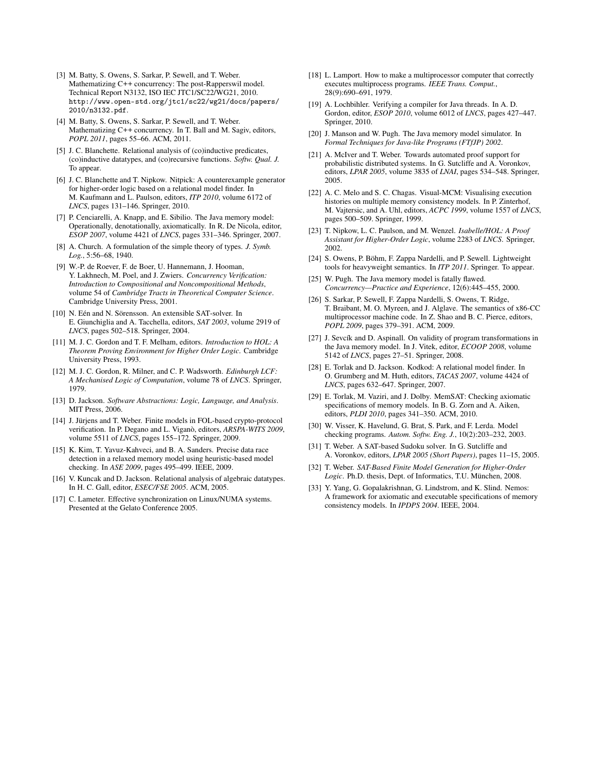[3] M. Batty, S. Owens, S. Sarkar, P. Sewell, and T. Weber. Mathematizing C++ concurrency: The post-Rapperswil model. Technical Report N3132, ISO IEC JTC1/SC22/WG21, 2010. http://www.open-std.org/jtc1/sc22/wg21/docs/papers/2010/n3132.pdf.

[4] M. Batty, S. Owens, S. Sarkar, P. Sewell, and T. Weber. Mathematizing C++ concurrency. In T. Ball and M. Sagiv, editors, *POPL 2011*, pages 55–66. ACM, 2011.

[5] J. C. Blanchette. Relational analysis of (co)inductive predicates, (co)inductive datatypes, and (co)recursive functions. *Softw. Qual. J.* To appear.

[6] J. C. Blanchette and T. Nipkow. Nitpick: A counterexample generator for higher-order logic based on a relational model finder. In M. Kaufmann and L. Paulson, editors, *ITP 2010*, volume 6172 of *LNCS*, pages 131–146. Springer, 2010.

[7] P. Cenciarelli, A. Knapp, and E. Sibilio. The Java memory model: Operationally, denotationally, axiomatically. In R. De Nicola, editor, *ESOP 2007*, volume 4421 of *LNCS*, pages 331–346. Springer, 2007.

[8] A. Church. A formulation of the simple theory of types. *J. Symb. Log.*, 5:56–68, 1940.

[9] W.-P. de Roever, F. de Boer, U. Hannemann, J. Hooman, Y. Lakhnech, M. Poel, and J. Zwiers. *Concurrency Verification: Introduction to Compositional and Noncompositional Methods*, volume 54 of *Cambridge Tracts in Theoretical Computer Science*. Cambridge University Press, 2001.

[10] N. Eén and N. Sörensson. An extensible SAT-solver. In E. Giunchiglia and A. Tacchella, editors, *SAT 2003*, volume 2919 of *LNCS*, pages 502–518. Springer, 2004.

[11] M. J. C. Gordon and T. F. Melham, editors. *Introduction to HOL: A Theorem Proving Environment for Higher Order Logic*. Cambridge University Press, 1993.

[12] M. J. C. Gordon, R. Milner, and C. P. Wadsworth. *Edinburgh LCF: A Mechanised Logic of Computation*, volume 78 of *LNCS*. Springer, 1979.

[13] D. Jackson. *Software Abstractions: Logic, Language, and Analysis*. MIT Press, 2006.

[14] J. Jürjens and T. Weber. Finite models in FOL-based crypto-protocol verification. In P. Degano and L. Viganò, editors, *ARSPA-WITS 2009*, volume 5511 of *LNCS*, pages 155–172. Springer, 2009.

[15] K. Kim, T. Yavuz-Kahveci, and B. A. Sanders. Precise data race detection in a relaxed memory model using heuristic-based model checking. In *ASE 2009*, pages 495–499. IEEE, 2009.

[16] V. Kuncak and D. Jackson. Relational analysis of algebraic datatypes. In H. C. Gall, editor, *ESEC/FSE 2005*. ACM, 2005.

[17] C. Lameter. Effective synchronization on Linux/NUMA systems. Presented at the Gelato Conference 2005.

[18] L. Lamport. How to make a multiprocessor computer that correctly executes multiprocess programs. *IEEE Trans. Comput.*, 28(9):690–691, 1979.

[19] A. Lochbihler. Verifying a compiler for Java threads. In A. D. Gordon, editor, *ESOP 2010*, volume 6012 of *LNCS*, pages 427–447. Springer, 2010.

[20] J. Manson and W. Pugh. The Java memory model simulator. In *Formal Techniques for Java-like Programs (FTfJP) 2002*.

[21] A. McIver and T. Weber. Towards automated proof support for probabilistic distributed systems. In G. Sutcliffe and A. Voronkov, editors, *LPAR 2005*, volume 3835 of *LNAI*, pages 534–548. Springer, 2005.

[22] A. C. Melo and S. C. Chagas. Visual-MCM: Visualising execution histories on multiple memory consistency models. In P. Zinterhof, M. Vajtersic, and A. Uhl, editors, *ACPC 1999*, volume 1557 of *LNCS*, pages 500–509. Springer, 1999.

[23] T. Nipkow, L. C. Paulson, and M. Wenzel. *Isabelle/HOL: A Proof Assistant for Higher-Order Logic*, volume 2283 of *LNCS*. Springer, 2002.

[24] S. Owens, P. Böhm, F. Zappa Nardelli, and P. Sewell. Lightweight tools for heavyweight semantics. In *ITP 2011*. Springer. To appear.

[25] W. Pugh. The Java memory model is fatally flawed. *Concurrency—Practice and Experience*, 12(6):445–455, 2000.

[26] S. Sarkar, P. Sewell, F. Zappa Nardelli, S. Owens, T. Ridge, T. Braibant, M. O. Myreen, and J. Alglave. The semantics of x86-CC multiprocessor machine code. In Z. Shao and B. C. Pierce, editors, *POPL 2009*, pages 379–391. ACM, 2009.

[27] J. Sevcík and D. Aspinall. On validity of program transformations in the Java memory model. In J. Vitek, editor, *ECOOP 2008*, volume 5142 of *LNCS*, pages 27–51. Springer, 2008.

[28] E. Torlak and D. Jackson. Kodkod: A relational model finder. In O. Grumberg and M. Huth, editors, *TACAS 2007*, volume 4424 of *LNCS*, pages 632–647. Springer, 2007.

[29] E. Torlak, M. Vaziri, and J. Dolby. MemSAT: Checking axiomatic specifications of memory models. In B. G. Zorn and A. Aiken, editors, *PLDI 2010*, pages 341–350. ACM, 2010.

[30] W. Visser, K. Havelund, G. Brat, S. Park, and F. Lerda. Model checking programs. *Autom. Softw. Eng. J.*, 10(2):203–232, 2003.

[31] T. Weber. A SAT-based Sudoku solver. In G. Sutcliffe and A. Voronkov, editors, *LPAR 2005 (Short Papers)*, pages 11–15, 2005.

[32] T. Weber. *SAT-Based Finite Model Generation for Higher-Order Logic*. Ph.D. thesis, Dept. of Informatics, T.U. München, 2008.

[33] Y. Yang, G. Gopalakrishnan, G. Lindstrom, and K. Slind. Nemos: A framework for axiomatic and executable specifications of memory consistency models. In *IPDPS 2004*. IEEE, 2004.